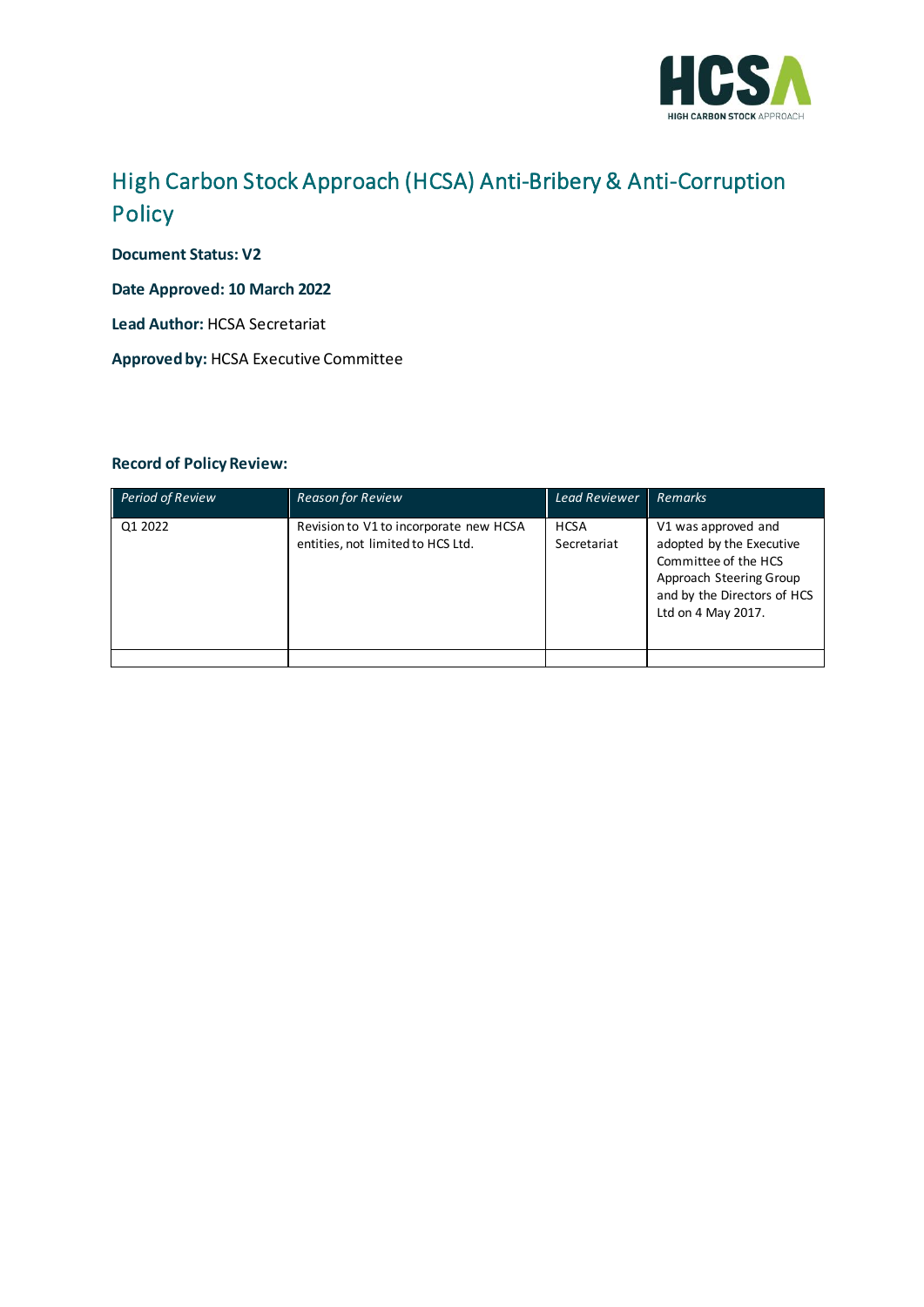# High Carbon Stock Approach (HCSA) Anti-Bribery & Anti-Corruption Policy

**Document Status: V2**

**Date Approved: 10 March 2022**

**Lead Author:** HCSA Secretariat

**Approved by:** HCSA Executive Committee

**Record of Policy Review:**

| *Period of Review* | *Reason for Review* | *Lead Reviewer* | *Remarks* |
|---|---|---|---|
| Q1 2022 | Revision to V1 to incorporate new HCSA entities, not limited to HCS Ltd. | HCSA Secretariat | V1 was approved and adopted by the Executive Committee of the HCS Approach Steering Group and by the Directors of HCS Ltd on 4 May 2017. |
| | | | |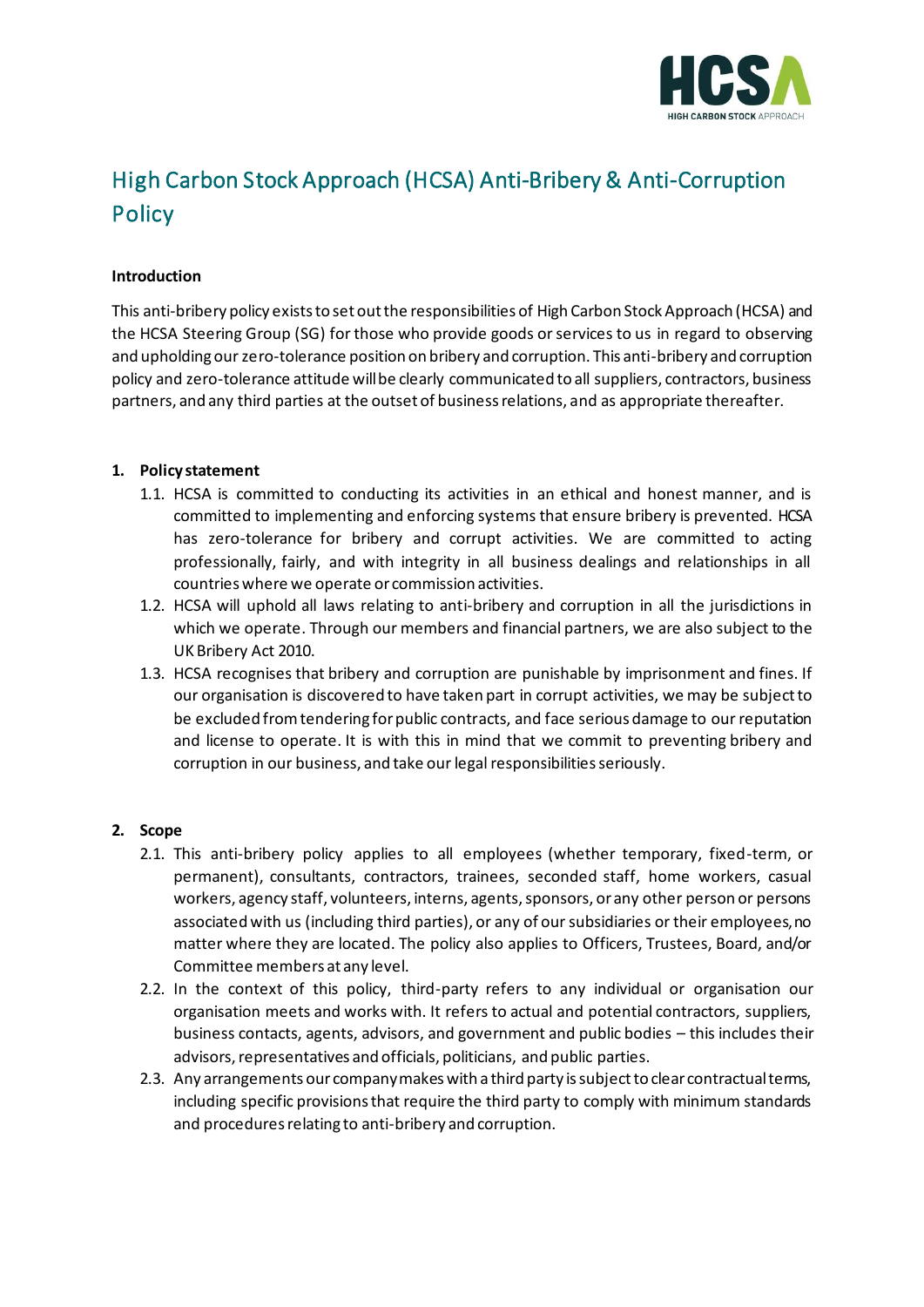# High Carbon Stock Approach (HCSA) Anti-Bribery & Anti-Corruption Policy

**Introduction**

This anti-bribery policy exists to set out the responsibilities of High Carbon Stock Approach (HCSA) and the HCSA Steering Group (SG) for those who provide goods or services to us in regard to observing and upholding our zero-tolerance position on bribery and corruption. This anti-bribery and corruption policy and zero-tolerance attitude will be clearly communicated to all suppliers, contractors, business partners, and any third parties at the outset of business relations, and as appropriate thereafter.

**1. Policy statement**

1.1. HCSA is committed to conducting its activities in an ethical and honest manner, and is committed to implementing and enforcing systems that ensure bribery is prevented. HCSA has zero-tolerance for bribery and corrupt activities. We are committed to acting professionally, fairly, and with integrity in all business dealings and relationships in all countries where we operate or commission activities.

1.2. HCSA will uphold all laws relating to anti-bribery and corruption in all the jurisdictions in which we operate. Through our members and financial partners, we are also subject to the UK Bribery Act 2010.

1.3. HCSA recognises that bribery and corruption are punishable by imprisonment and fines. If our organisation is discovered to have taken part in corrupt activities, we may be subject to be excluded from tendering for public contracts, and face serious damage to our reputation and license to operate. It is with this in mind that we commit to preventing bribery and corruption in our business, and take our legal responsibilities seriously.

**2. Scope**

2.1. This anti-bribery policy applies to all employees (whether temporary, fixed-term, or permanent), consultants, contractors, trainees, seconded staff, home workers, casual workers, agency staff, volunteers, interns, agents, sponsors, or any other person or persons associated with us (including third parties), or any of our subsidiaries or their employees, no matter where they are located. The policy also applies to Officers, Trustees, Board, and/or Committee members at any level.

2.2. In the context of this policy, third-party refers to any individual or organisation our organisation meets and works with. It refers to actual and potential contractors, suppliers, business contacts, agents, advisors, and government and public bodies – this includes their advisors, representatives and officials, politicians, and public parties.

2.3. Any arrangements our company makes with a third party is subject to clear contractual terms, including specific provisions that require the third party to comply with minimum standards and procedures relating to anti-bribery and corruption.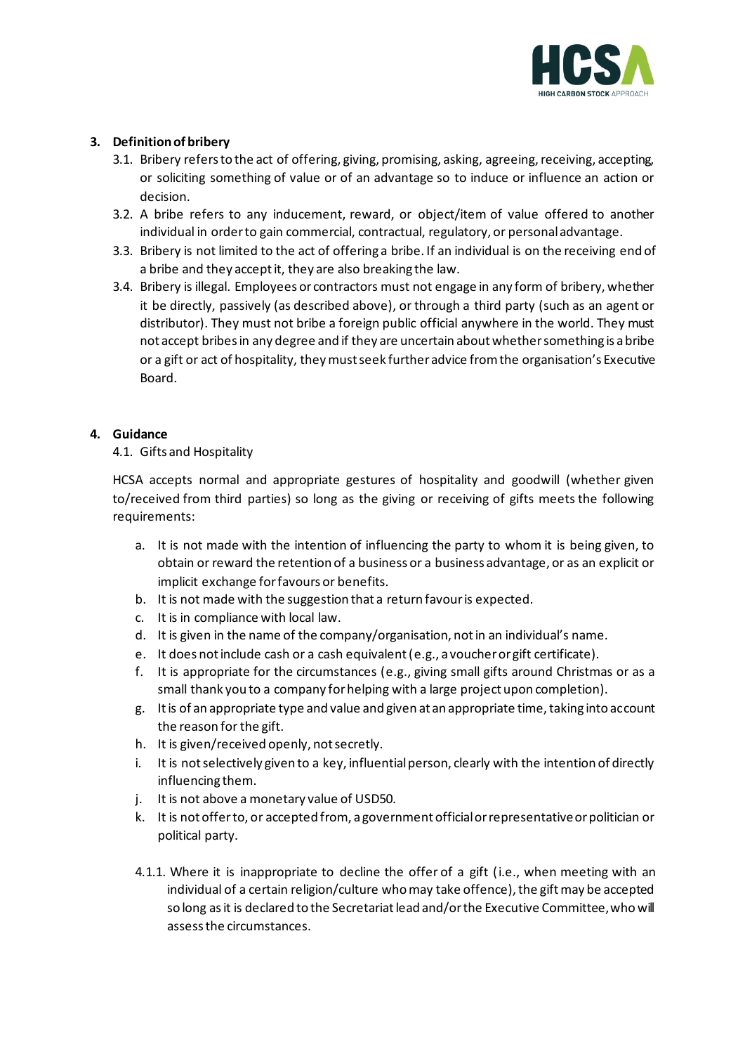## 3. Definition of bribery

3.1. Bribery refers to the act of offering, giving, promising, asking, agreeing, receiving, accepting, or soliciting something of value or of an advantage so to induce or influence an action or decision.

3.2. A bribe refers to any inducement, reward, or object/item of value offered to another individual in order to gain commercial, contractual, regulatory, or personal advantage.

3.3. Bribery is not limited to the act of offering a bribe. If an individual is on the receiving end of a bribe and they accept it, they are also breaking the law.

3.4. Bribery is illegal. Employees or contractors must not engage in any form of bribery, whether it be directly, passively (as described above), or through a third party (such as an agent or distributor). They must not bribe a foreign public official anywhere in the world. They must not accept bribes in any degree and if they are uncertain about whether something is a bribe or a gift or act of hospitality, they must seek further advice from the organisation's Executive Board.

## 4. Guidance

4.1. Gifts and Hospitality

HCSA accepts normal and appropriate gestures of hospitality and goodwill (whether given to/received from third parties) so long as the giving or receiving of gifts meets the following requirements:

a. It is not made with the intention of influencing the party to whom it is being given, to obtain or reward the retention of a business or a business advantage, or as an explicit or implicit exchange for favours or benefits.
b. It is not made with the suggestion that a return favour is expected.
c. It is in compliance with local law.
d. It is given in the name of the company/organisation, not in an individual's name.
e. It does not include cash or a cash equivalent (e.g., a voucher or gift certificate).
f. It is appropriate for the circumstances (e.g., giving small gifts around Christmas or as a small thank you to a company for helping with a large project upon completion).
g. It is of an appropriate type and value and given at an appropriate time, taking into account the reason for the gift.
h. It is given/received openly, not secretly.
i. It is not selectively given to a key, influential person, clearly with the intention of directly influencing them.
j. It is not above a monetary value of USD50.
k. It is not offer to, or accepted from, a government official or representative or politician or political party.

4.1.1. Where it is inappropriate to decline the offer of a gift (i.e., when meeting with an individual of a certain religion/culture who may take offence), the gift may be accepted so long as it is declared to the Secretariat lead and/or the Executive Committee, who will assess the circumstances.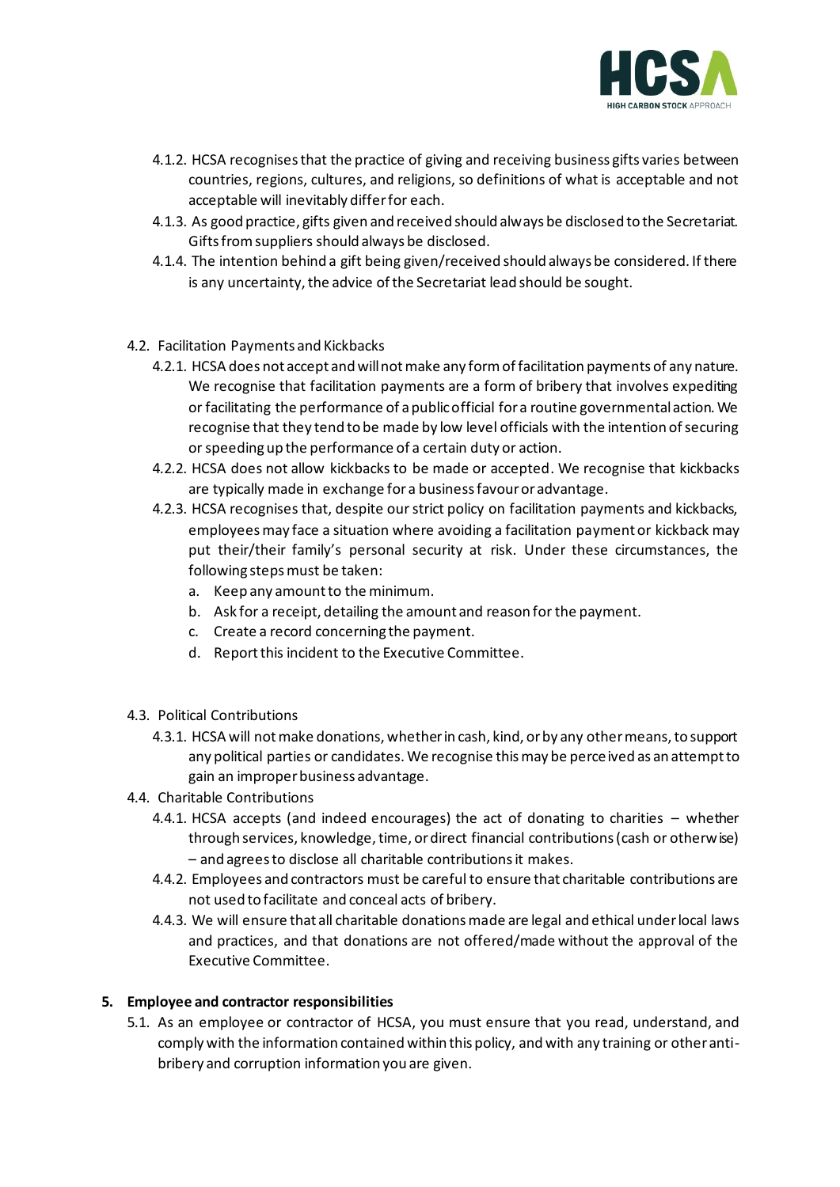4.1.2. HCSA recognises that the practice of giving and receiving business gifts varies between countries, regions, cultures, and religions, so definitions of what is acceptable and not acceptable will inevitably differ for each.

4.1.3. As good practice, gifts given and received should always be disclosed to the Secretariat. Gifts from suppliers should always be disclosed.

4.1.4. The intention behind a gift being given/received should always be considered. If there is any uncertainty, the advice of the Secretariat lead should be sought.

4.2. Facilitation Payments and Kickbacks

4.2.1. HCSA does not accept and will not make any form of facilitation payments of any nature. We recognise that facilitation payments are a form of bribery that involves expediting or facilitating the performance of a public official for a routine governmental action. We recognise that they tend to be made by low level officials with the intention of securing or speeding up the performance of a certain duty or action.

4.2.2. HCSA does not allow kickbacks to be made or accepted. We recognise that kickbacks are typically made in exchange for a business favour or advantage.

4.2.3. HCSA recognises that, despite our strict policy on facilitation payments and kickbacks, employees may face a situation where avoiding a facilitation payment or kickback may put their/their family's personal security at risk. Under these circumstances, the following steps must be taken:

a. Keep any amount to the minimum.
b. Ask for a receipt, detailing the amount and reason for the payment.
c. Create a record concerning the payment.
d. Report this incident to the Executive Committee.

4.3. Political Contributions

4.3.1. HCSA will not make donations, whether in cash, kind, or by any other means, to support any political parties or candidates. We recognise this may be perceived as an attempt to gain an improper business advantage.

4.4. Charitable Contributions

4.4.1. HCSA accepts (and indeed encourages) the act of donating to charities – whether through services, knowledge, time, or direct financial contributions (cash or otherwise) – and agrees to disclose all charitable contributions it makes.

4.4.2. Employees and contractors must be careful to ensure that charitable contributions are not used to facilitate and conceal acts of bribery.

4.4.3. We will ensure that all charitable donations made are legal and ethical under local laws and practices, and that donations are not offered/made without the approval of the Executive Committee.

## 5. Employee and contractor responsibilities

5.1. As an employee or contractor of HCSA, you must ensure that you read, understand, and comply with the information contained within this policy, and with any training or other anti-bribery and corruption information you are given.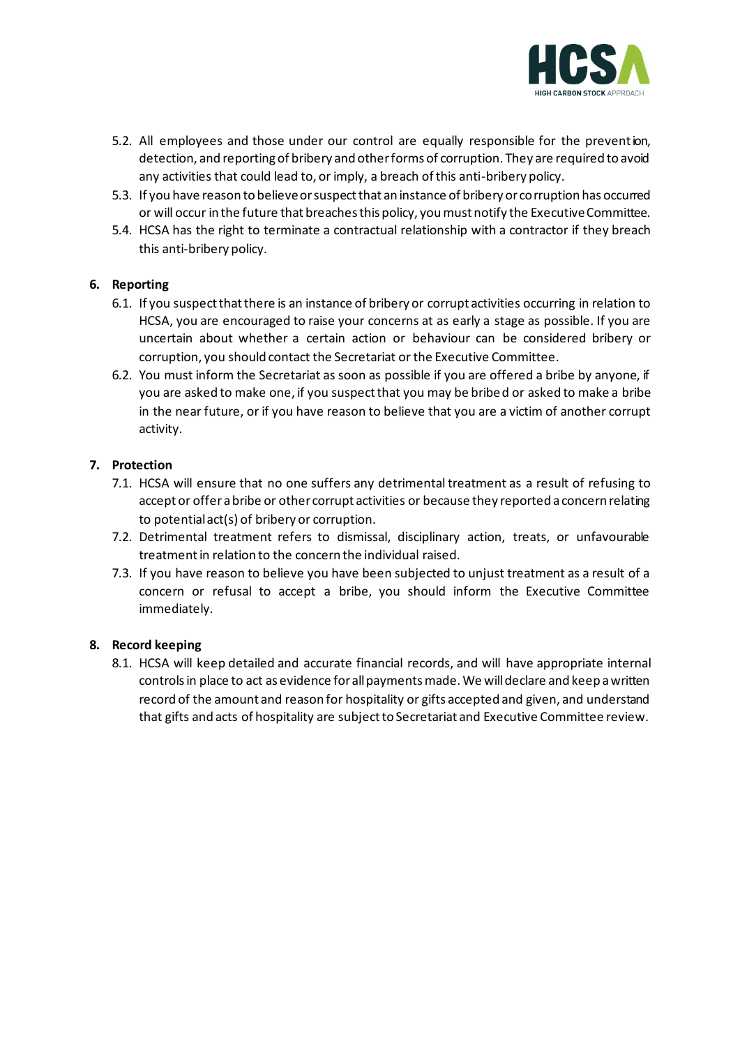5.2. All employees and those under our control are equally responsible for the prevention, detection, and reporting of bribery and other forms of corruption. They are required to avoid any activities that could lead to, or imply, a breach of this anti-bribery policy.

5.3. If you have reason to believe or suspect that an instance of bribery or corruption has occurred or will occur in the future that breaches this policy, you must notify the Executive Committee.

5.4. HCSA has the right to terminate a contractual relationship with a contractor if they breach this anti-bribery policy.

**6. Reporting**

6.1. If you suspect that there is an instance of bribery or corrupt activities occurring in relation to HCSA, you are encouraged to raise your concerns at as early a stage as possible. If you are uncertain about whether a certain action or behaviour can be considered bribery or corruption, you should contact the Secretariat or the Executive Committee.

6.2. You must inform the Secretariat as soon as possible if you are offered a bribe by anyone, if you are asked to make one, if you suspect that you may be bribed or asked to make a bribe in the near future, or if you have reason to believe that you are a victim of another corrupt activity.

**7. Protection**

7.1. HCSA will ensure that no one suffers any detrimental treatment as a result of refusing to accept or offer a bribe or other corrupt activities or because they reported a concern relating to potential act(s) of bribery or corruption.

7.2. Detrimental treatment refers to dismissal, disciplinary action, treats, or unfavourable treatment in relation to the concern the individual raised.

7.3. If you have reason to believe you have been subjected to unjust treatment as a result of a concern or refusal to accept a bribe, you should inform the Executive Committee immediately.

**8. Record keeping**

8.1. HCSA will keep detailed and accurate financial records, and will have appropriate internal controls in place to act as evidence for all payments made. We will declare and keep a written record of the amount and reason for hospitality or gifts accepted and given, and understand that gifts and acts of hospitality are subject to Secretariat and Executive Committee review.